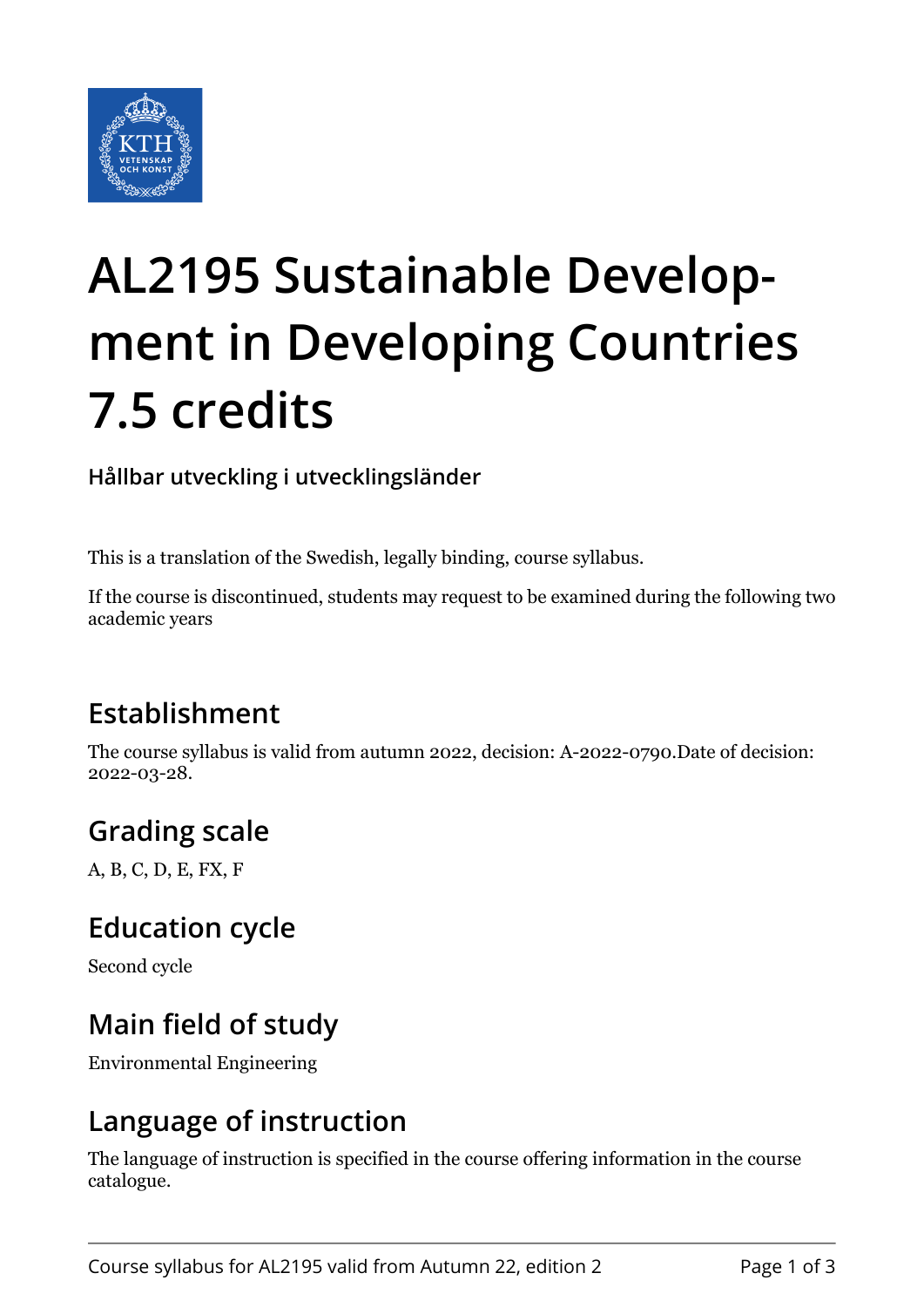# AL2195 Sustainable Development in Developing Countries 7.5 credits

**Hållbar utveckling i utvecklingsländer**

This is a translation of the Swedish, legally binding, course syllabus.

If the course is discontinued, students may request to be examined during the following two academic years

## Establishment

The course syllabus is valid from autumn 2022, decision: A-2022-0790.Date of decision: 2022-03-28.

## Grading scale

A, B, C, D, E, FX, F

## Education cycle

Second cycle

## Main field of study

Environmental Engineering

## Language of instruction

The language of instruction is specified in the course offering information in the course catalogue.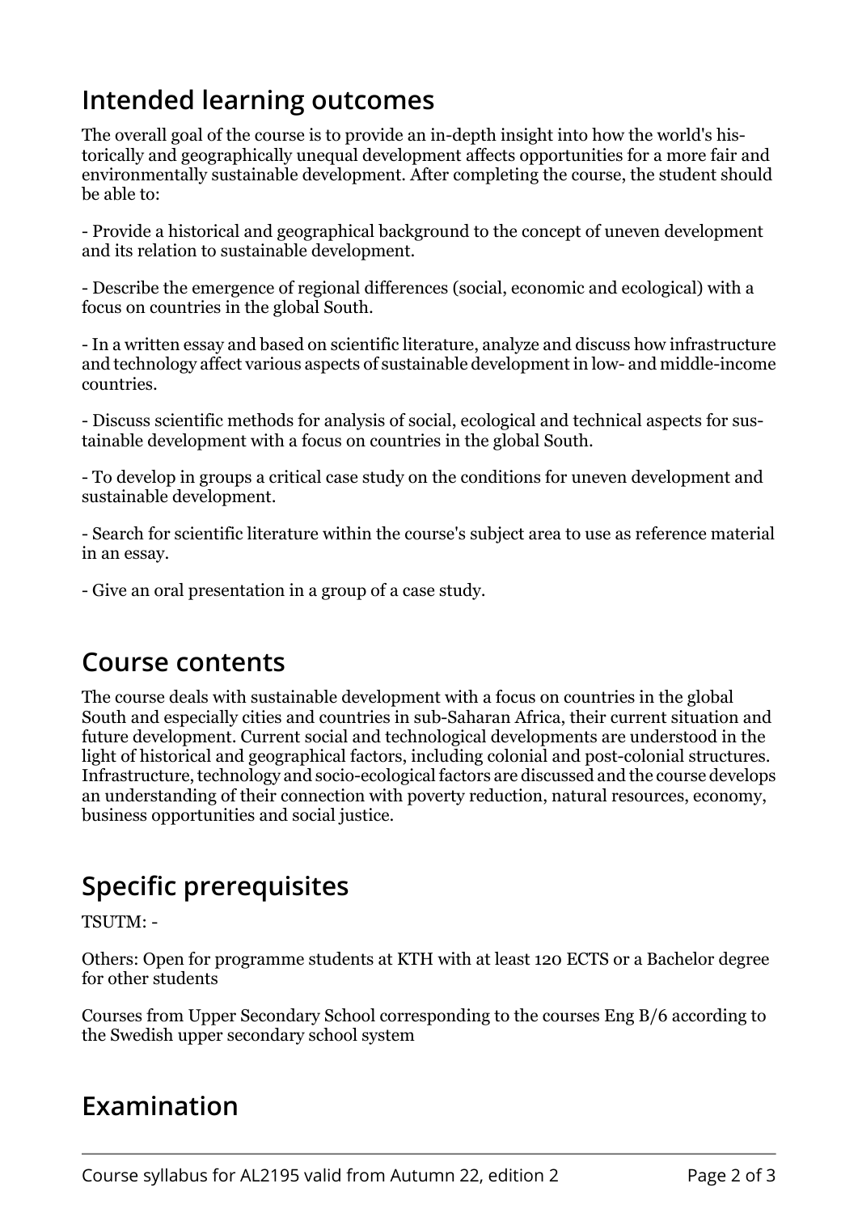## Intended learning outcomes

The overall goal of the course is to provide an in-depth insight into how the world's historically and geographically unequal development affects opportunities for a more fair and environmentally sustainable development. After completing the course, the student should be able to:

- Provide a historical and geographical background to the concept of uneven development and its relation to sustainable development.

- Describe the emergence of regional differences (social, economic and ecological) with a focus on countries in the global South.

- In a written essay and based on scientific literature, analyze and discuss how infrastructure and technology affect various aspects of sustainable development in low- and middle-income countries.

- Discuss scientific methods for analysis of social, ecological and technical aspects for sustainable development with a focus on countries in the global South.

- To develop in groups a critical case study on the conditions for uneven development and sustainable development.

- Search for scientific literature within the course's subject area to use as reference material in an essay.

- Give an oral presentation in a group of a case study.

## Course contents

The course deals with sustainable development with a focus on countries in the global South and especially cities and countries in sub-Saharan Africa, their current situation and future development. Current social and technological developments are understood in the light of historical and geographical factors, including colonial and post-colonial structures. Infrastructure, technology and socio-ecological factors are discussed and the course develops an understanding of their connection with poverty reduction, natural resources, economy, business opportunities and social justice.

## Specific prerequisites

TSUTM: -

Others: Open for programme students at KTH with at least 120 ECTS or a Bachelor degree for other students

Courses from Upper Secondary School corresponding to the courses Eng B/6 according to the Swedish upper secondary school system

## Examination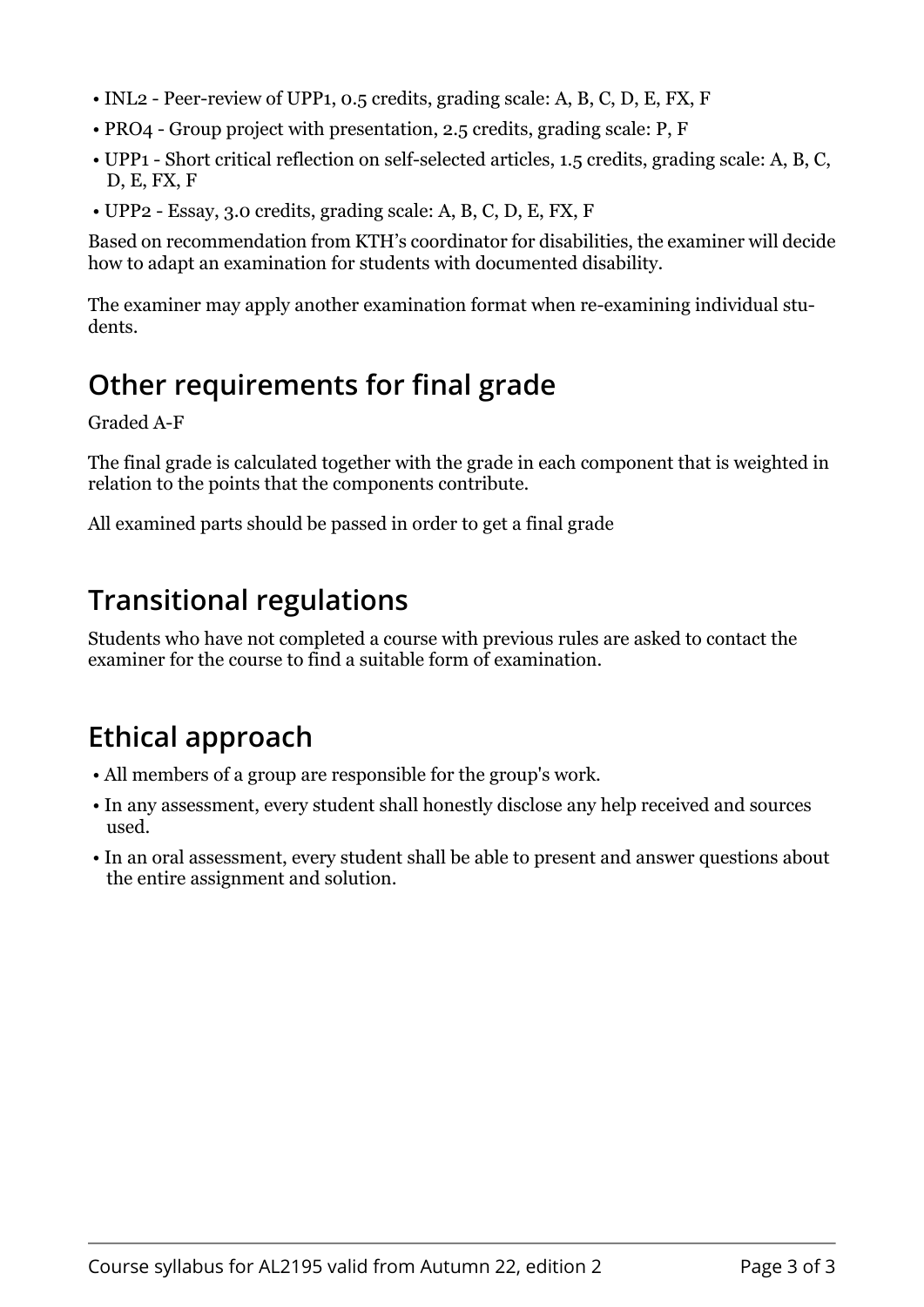- INL2 - Peer-review of UPP1, 0.5 credits, grading scale: A, B, C, D, E, FX, F
- PRO4 - Group project with presentation, 2.5 credits, grading scale: P, F
- UPP1 - Short critical reflection on self-selected articles, 1.5 credits, grading scale: A, B, C, D, E, FX, F
- UPP2 - Essay, 3.0 credits, grading scale: A, B, C, D, E, FX, F

Based on recommendation from KTH's coordinator for disabilities, the examiner will decide how to adapt an examination for students with documented disability.

The examiner may apply another examination format when re-examining individual students.

## Other requirements for final grade

Graded A-F

The final grade is calculated together with the grade in each component that is weighted in relation to the points that the components contribute.

All examined parts should be passed in order to get a final grade

## Transitional regulations

Students who have not completed a course with previous rules are asked to contact the examiner for the course to find a suitable form of examination.

## Ethical approach

- All members of a group are responsible for the group's work.
- In any assessment, every student shall honestly disclose any help received and sources used.
- In an oral assessment, every student shall be able to present and answer questions about the entire assignment and solution.